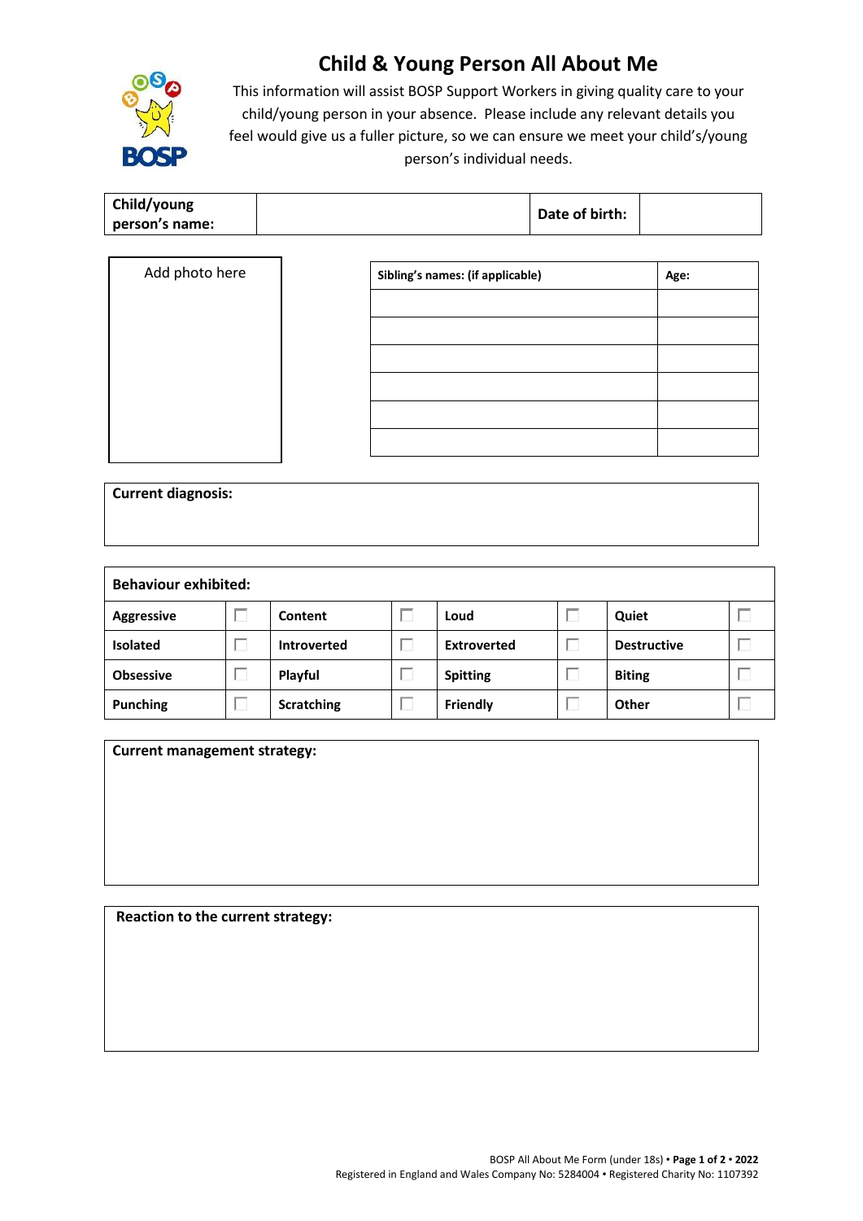# Child & Young Person All About Me

This information will assist BOSP Support Workers in giving quality care to your child/young person in your absence. Please include any relevant details you feel would give us a fuller picture, so we can ensure we meet your child's/young person's individual needs.

| **Child/young person's name:** | | **Date of birth:** | |
|---|---|---|---|

Add photo here

| **Sibling's names: (if applicable)** | **Age:** |
|---|---|
| | |
| | |
| | |
| | |
| | |
| | |

**Current diagnosis:**

| **Behaviour exhibited:** | | | | | | | |
|---|---|---|---|---|---|---|---|
| **Aggressive** | ☐ | **Content** | ☐ | **Loud** | ☐ | **Quiet** | ☐ |
| **Isolated** | ☐ | **Introverted** | ☐ | **Extroverted** | ☐ | **Destructive** | ☐ |
| **Obsessive** | ☐ | **Playful** | ☐ | **Spitting** | ☐ | **Biting** | ☐ |
| **Punching** | ☐ | **Scratching** | ☐ | **Friendly** | ☐ | **Other** | ☐ |

**Current management strategy:**

**Reaction to the current strategy:**

BOSP All About Me Form (under 18s) • 2022

Registered in England and Wales Company No: 5284004 • Registered Charity No: 1107392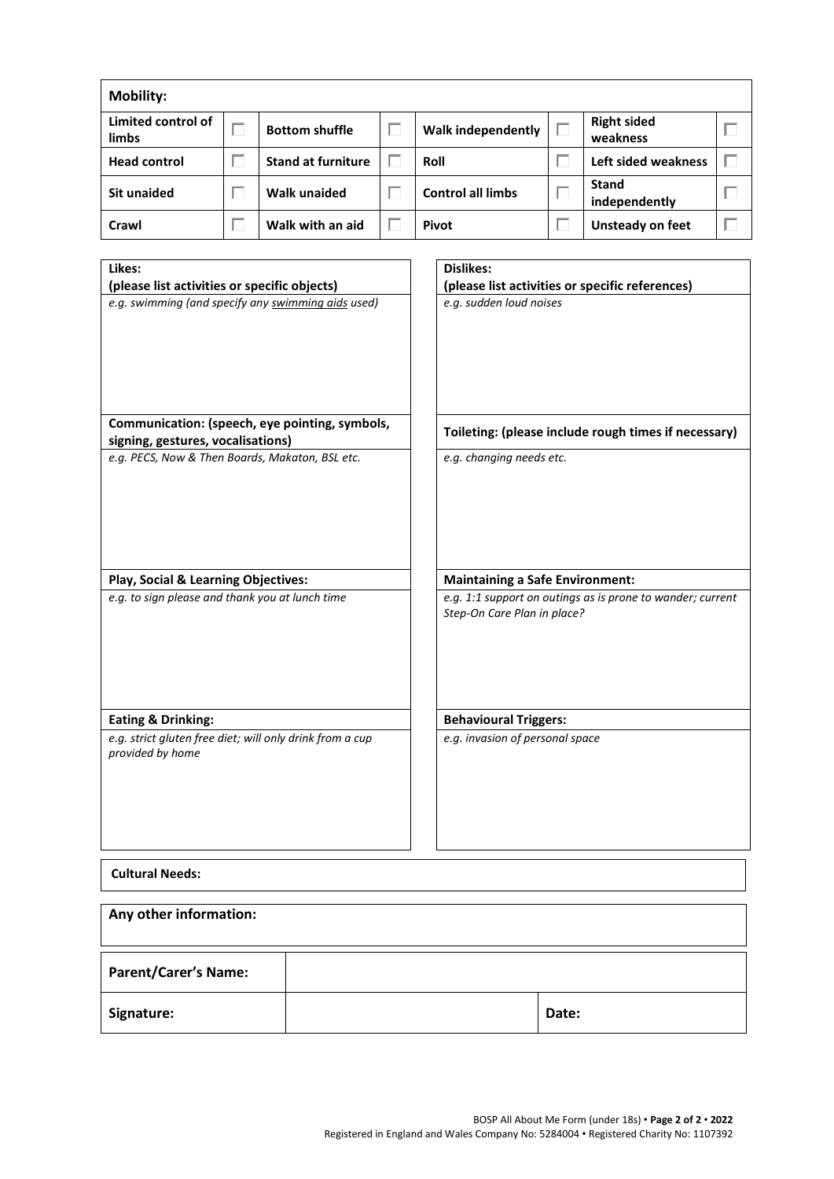| Mobility: | | | | | | | |
|---|---|---|---|---|---|---|---|
| **Limited control of limbs** | ☐ | **Bottom shuffle** | ☐ | **Walk independently** | ☐ | **Right sided weakness** | ☐ |
| **Head control** | ☐ | **Stand at furniture** | ☐ | **Roll** | ☐ | **Left sided weakness** | ☐ |
| **Sit unaided** | ☐ | **Walk unaided** | ☐ | **Control all limbs** | ☐ | **Stand independently** | ☐ |
| **Crawl** | ☐ | **Walk with an aid** | ☐ | **Pivot** | ☐ | **Unsteady on feet** | ☐ |

**Likes:**
**(please list activities or specific objects)**

*e.g. swimming (and specify any swimming aids used)*

**Dislikes:**
**(please list activities or specific references)**

*e.g. sudden loud noises*

**Communication: (speech, eye pointing, symbols, signing, gestures, vocalisations)**

*e.g. PECS, Now & Then Boards, Makaton, BSL etc.*

**Toileting: (please include rough times if necessary)**

*e.g. changing needs etc.*

**Play, Social & Learning Objectives:**

*e.g. to sign please and thank you at lunch time*

**Maintaining a Safe Environment:**

*e.g. 1:1 support on outings as is prone to wander; current Step-On Care Plan in place?*

**Eating & Drinking:**

*e.g. strict gluten free diet; will only drink from a cup provided by home*

**Behavioural Triggers:**

*e.g. invasion of personal space*

**Cultural Needs:**

**Any other information:**

| | | | |
|---|---|---|---|
| **Parent/Carer's Name:** | | | |
| **Signature:** | | **Date:** | |

BOSP All About Me Form (under 18s) • **2022**
Registered in England and Wales Company No: 5284004 • Registered Charity No: 1107392